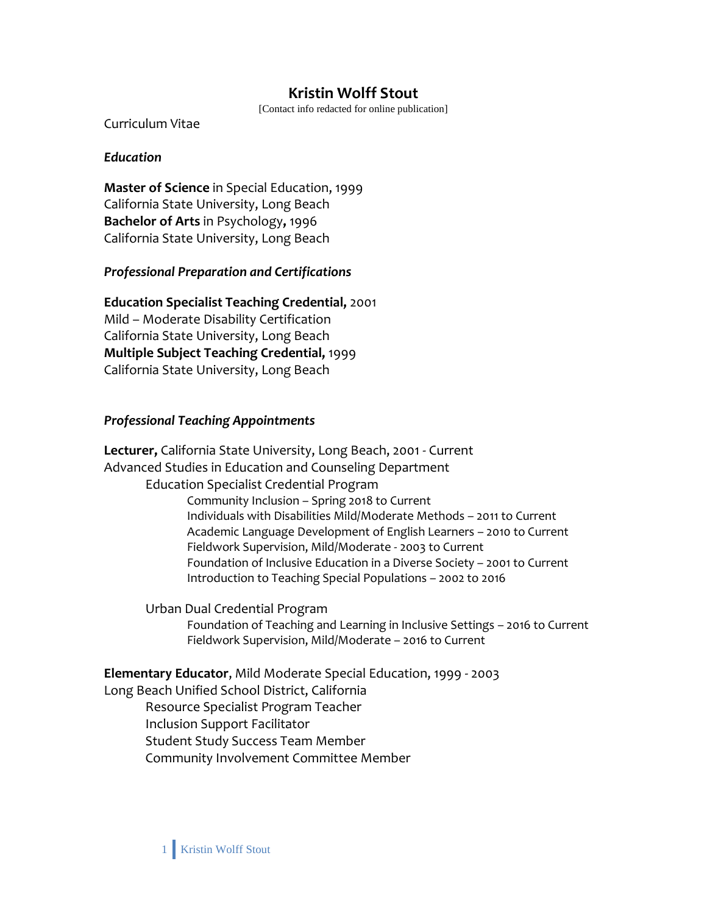# Kristin Wolff Stout

[Contact info redacted for online publication]

Curriculum Vitae

### *Education*

**Master of Science** in Special Education, 1999
California State University, Long Beach
**Bachelor of Arts** in Psychology**,** 1996
California State University, Long Beach

### *Professional Preparation and Certifications*

**Education Specialist Teaching Credential,** 2001
Mild – Moderate Disability Certification
California State University, Long Beach
**Multiple Subject Teaching Credential,** 1999
California State University, Long Beach

### *Professional Teaching Appointments*

**Lecturer,** California State University, Long Beach, 2001 - Current
Advanced Studies in Education and Counseling Department

- Education Specialist Credential Program
  - Community Inclusion – Spring 2018 to Current
  - Individuals with Disabilities Mild/Moderate Methods – 2011 to Current
  - Academic Language Development of English Learners – 2010 to Current
  - Fieldwork Supervision, Mild/Moderate - 2003 to Current
  - Foundation of Inclusive Education in a Diverse Society – 2001 to Current
  - Introduction to Teaching Special Populations – 2002 to 2016

- Urban Dual Credential Program
  - Foundation of Teaching and Learning in Inclusive Settings – 2016 to Current
  - Fieldwork Supervision, Mild/Moderate – 2016 to Current

**Elementary Educator**, Mild Moderate Special Education, 1999 - 2003
Long Beach Unified School District, California

- Resource Specialist Program Teacher
- Inclusion Support Facilitator
- Student Study Success Team Member
- Community Involvement Committee Member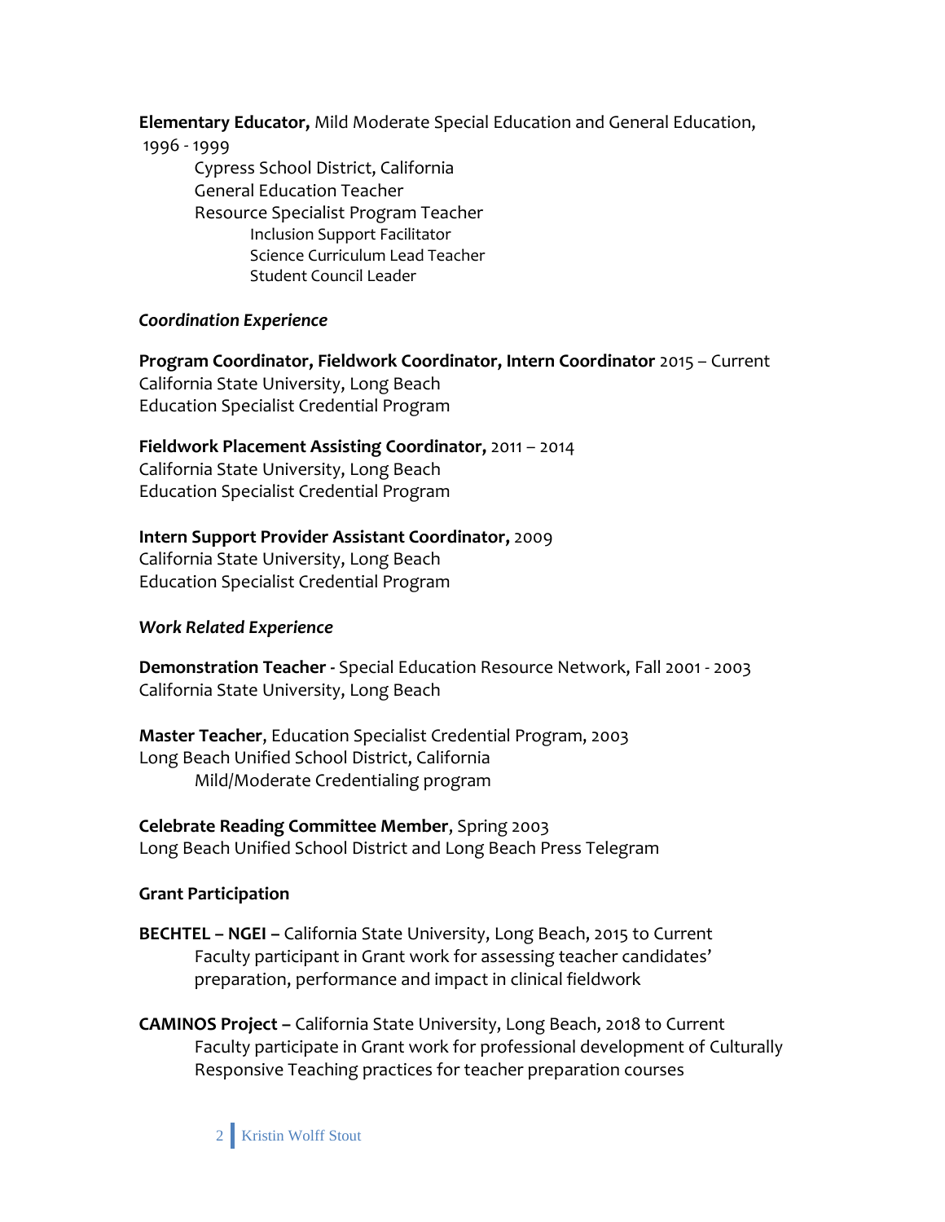**Elementary Educator,** Mild Moderate Special Education and General Education, 1996 - 1999

Cypress School District, California
General Education Teacher
Resource Specialist Program Teacher
Inclusion Support Facilitator
Science Curriculum Lead Teacher
Student Council Leader

***Coordination Experience***

**Program Coordinator, Fieldwork Coordinator, Intern Coordinator** 2015 – Current
California State University, Long Beach
Education Specialist Credential Program

**Fieldwork Placement Assisting Coordinator,** 2011 – 2014
California State University, Long Beach
Education Specialist Credential Program

**Intern Support Provider Assistant Coordinator,** 2009
California State University, Long Beach
Education Specialist Credential Program

***Work Related Experience***

**Demonstration Teacher -** Special Education Resource Network, Fall 2001 - 2003
California State University, Long Beach

**Master Teacher**, Education Specialist Credential Program, 2003
Long Beach Unified School District, California
Mild/Moderate Credentialing program

**Celebrate Reading Committee Member**, Spring 2003
Long Beach Unified School District and Long Beach Press Telegram

**Grant Participation**

**BECHTEL – NGEI –** California State University, Long Beach, 2015 to Current
Faculty participant in Grant work for assessing teacher candidates' preparation, performance and impact in clinical fieldwork

**CAMINOS Project –** California State University, Long Beach, 2018 to Current
Faculty participate in Grant work for professional development of Culturally Responsive Teaching practices for teacher preparation courses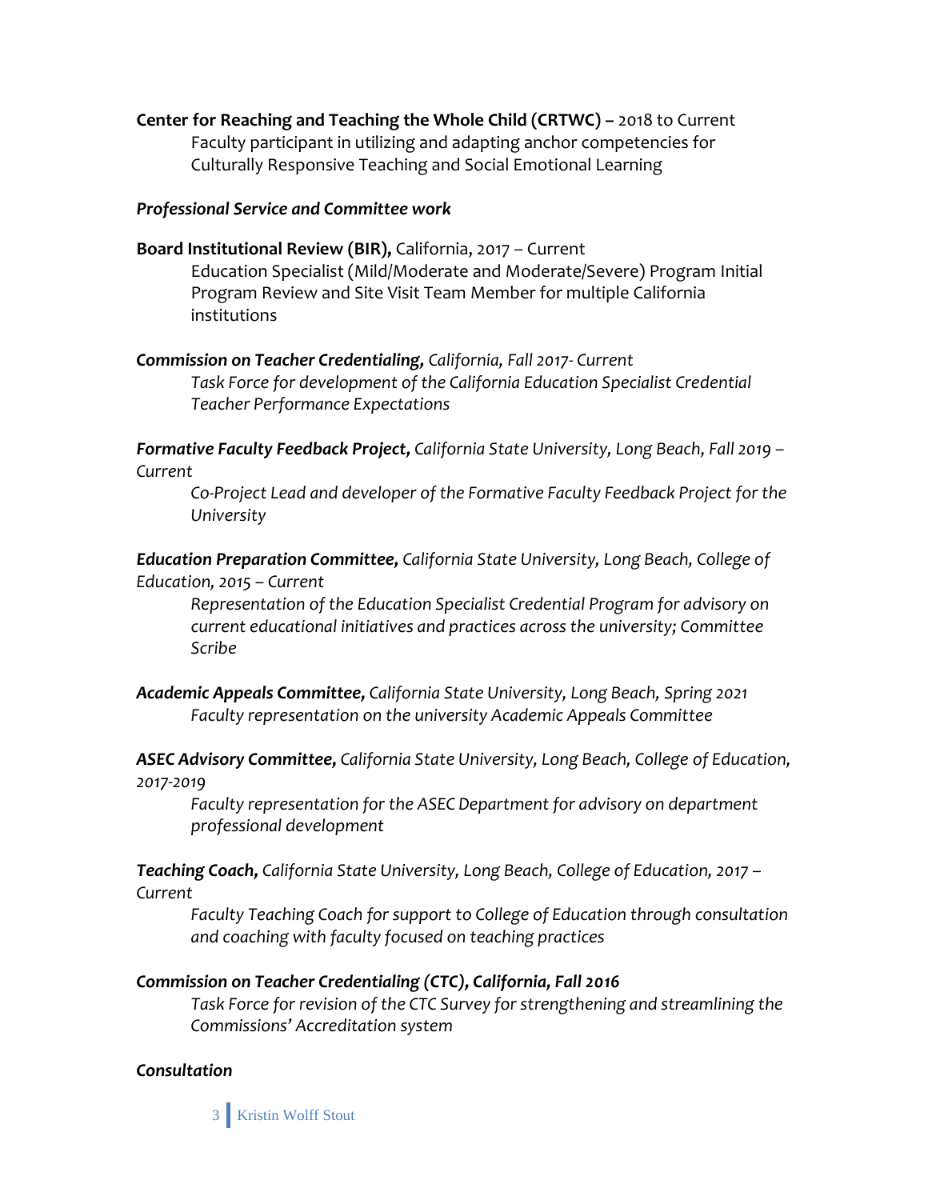**Center for Reaching and Teaching the Whole Child (CRTWC) –** 2018 to Current

Faculty participant in utilizing and adapting anchor competencies for Culturally Responsive Teaching and Social Emotional Learning

***Professional Service and Committee work***

**Board Institutional Review (BIR),** California, 2017 – Current

Education Specialist (Mild/Moderate and Moderate/Severe) Program Initial Program Review and Site Visit Team Member for multiple California institutions

***Commission on Teacher Credentialing,*** *California, Fall 2017- Current*

*Task Force for development of the California Education Specialist Credential Teacher Performance Expectations*

***Formative Faculty Feedback Project,*** *California State University, Long Beach, Fall 2019 – Current*

*Co-Project Lead and developer of the Formative Faculty Feedback Project for the University*

***Education Preparation Committee,*** *California State University, Long Beach, College of Education, 2015 – Current*

*Representation of the Education Specialist Credential Program for advisory on current educational initiatives and practices across the university; Committee Scribe*

***Academic Appeals Committee,*** *California State University, Long Beach, Spring 2021*

*Faculty representation on the university Academic Appeals Committee*

***ASEC Advisory Committee,*** *California State University, Long Beach, College of Education, 2017-2019*

*Faculty representation for the ASEC Department for advisory on department professional development*

***Teaching Coach,*** *California State University, Long Beach, College of Education, 2017 – Current*

*Faculty Teaching Coach for support to College of Education through consultation and coaching with faculty focused on teaching practices*

***Commission on Teacher Credentialing (CTC), California, Fall 2016***

*Task Force for revision of the CTC Survey for strengthening and streamlining the Commissions' Accreditation system*

***Consultation***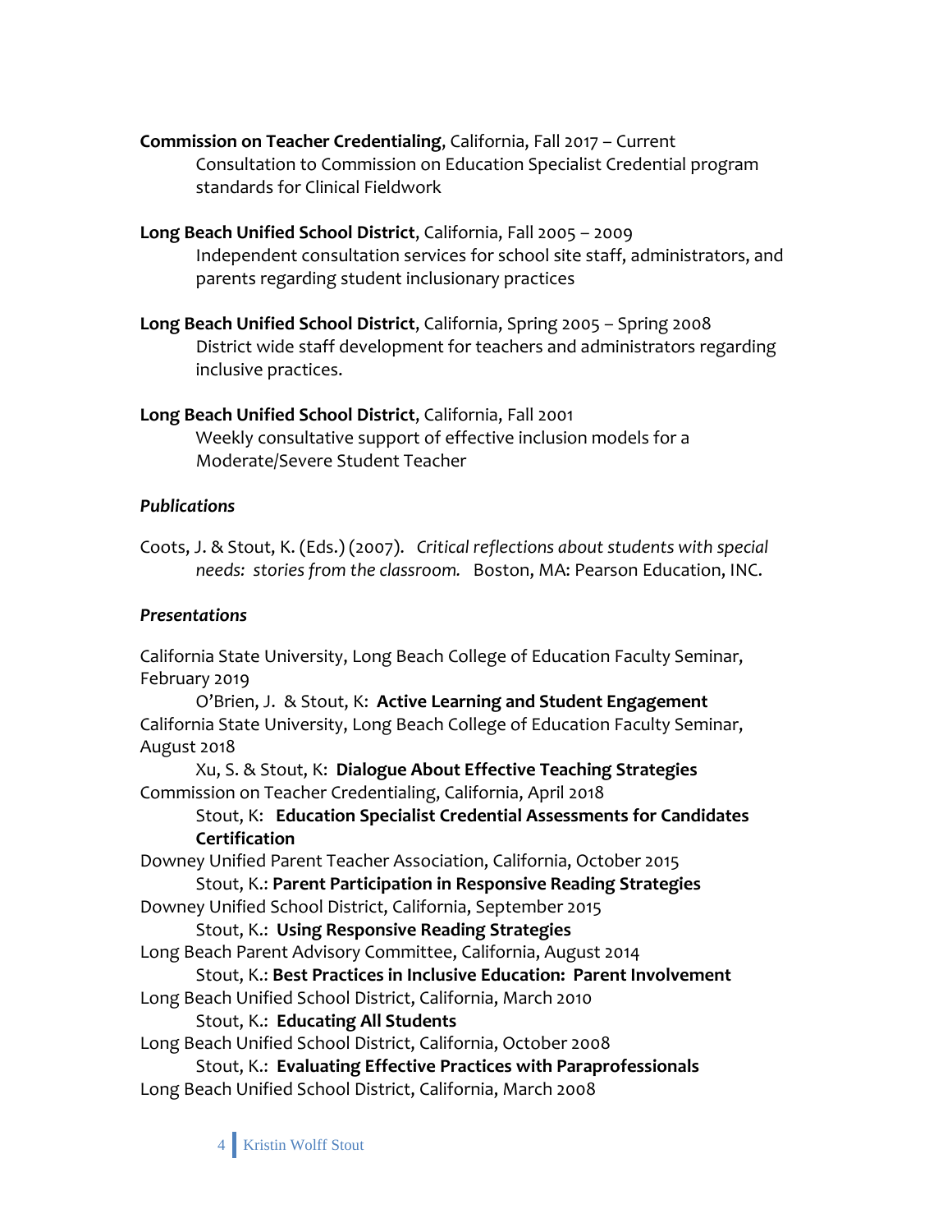**Commission on Teacher Credentialing**, California, Fall 2017 – Current

Consultation to Commission on Education Specialist Credential program standards for Clinical Fieldwork

**Long Beach Unified School District**, California, Fall 2005 – 2009

Independent consultation services for school site staff, administrators, and parents regarding student inclusionary practices

**Long Beach Unified School District**, California, Spring 2005 – Spring 2008

District wide staff development for teachers and administrators regarding inclusive practices.

**Long Beach Unified School District**, California, Fall 2001

Weekly consultative support of effective inclusion models for a Moderate/Severe Student Teacher

***Publications***

Coots, J. & Stout, K. (Eds.) (2007). *Critical reflections about students with special needs: stories from the classroom.* Boston, MA: Pearson Education, INC.

***Presentations***

California State University, Long Beach College of Education Faculty Seminar, February 2019

O'Brien, J. & Stout, K: **Active Learning and Student Engagement**

California State University, Long Beach College of Education Faculty Seminar, August 2018

Xu, S. & Stout, K: **Dialogue About Effective Teaching Strategies**

Commission on Teacher Credentialing, California, April 2018

Stout, K: **Education Specialist Credential Assessments for Candidates Certification**

Downey Unified Parent Teacher Association, California, October 2015

Stout, K.: **Parent Participation in Responsive Reading Strategies**

Downey Unified School District, California, September 2015

Stout, K.: **Using Responsive Reading Strategies**

Long Beach Parent Advisory Committee, California, August 2014

Stout, K.: **Best Practices in Inclusive Education: Parent Involvement**

Long Beach Unified School District, California, March 2010

Stout, K.: **Educating All Students**

Long Beach Unified School District, California, October 2008

Stout, K.: **Evaluating Effective Practices with Paraprofessionals**

Long Beach Unified School District, California, March 2008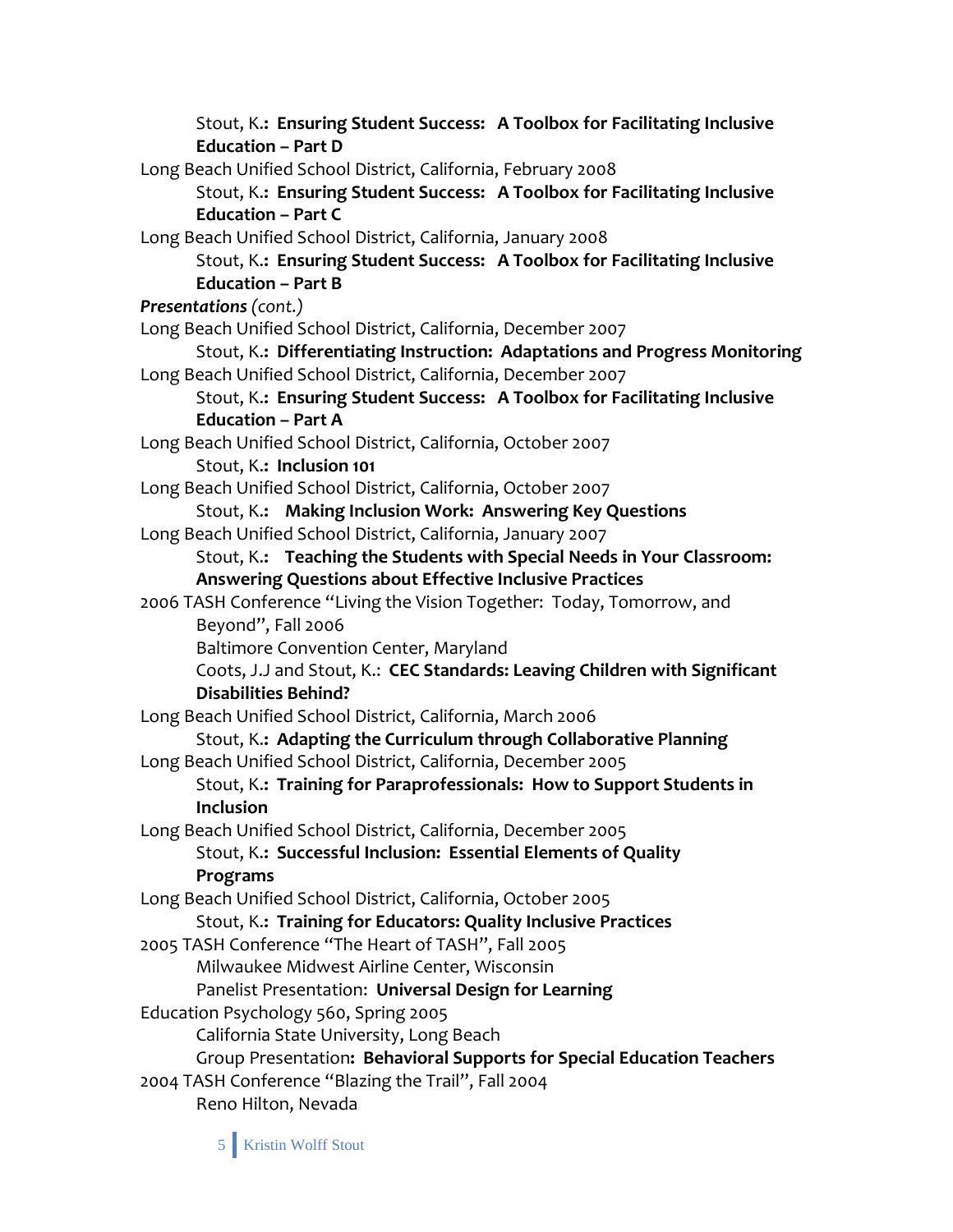Stout, K.**: Ensuring Student Success: A Toolbox for Facilitating Inclusive Education – Part D**

Long Beach Unified School District, California, February 2008

Stout, K.**: Ensuring Student Success: A Toolbox for Facilitating Inclusive Education – Part C**

Long Beach Unified School District, California, January 2008

Stout, K.**: Ensuring Student Success: A Toolbox for Facilitating Inclusive Education – Part B**

***Presentations** (cont.)*

Long Beach Unified School District, California, December 2007

Stout, K.**: Differentiating Instruction: Adaptations and Progress Monitoring**

Long Beach Unified School District, California, December 2007

Stout, K.**: Ensuring Student Success: A Toolbox for Facilitating Inclusive Education – Part A**

Long Beach Unified School District, California, October 2007

Stout, K.**: Inclusion 101**

Long Beach Unified School District, California, October 2007

Stout, K.**: Making Inclusion Work: Answering Key Questions**

Long Beach Unified School District, California, January 2007

Stout, K.**: Teaching the Students with Special Needs in Your Classroom: Answering Questions about Effective Inclusive Practices**

2006 TASH Conference "Living the Vision Together: Today, Tomorrow, and Beyond", Fall 2006

Baltimore Convention Center, Maryland

Coots, J.J and Stout, K.: **CEC Standards: Leaving Children with Significant Disabilities Behind?**

Long Beach Unified School District, California, March 2006

Stout, K.**: Adapting the Curriculum through Collaborative Planning**

Long Beach Unified School District, California, December 2005

Stout, K.**: Training for Paraprofessionals: How to Support Students in Inclusion**

Long Beach Unified School District, California, December 2005

Stout, K.**: Successful Inclusion: Essential Elements of Quality Programs**

Long Beach Unified School District, California, October 2005

Stout, K.**: Training for Educators: Quality Inclusive Practices**

2005 TASH Conference "The Heart of TASH", Fall 2005

Milwaukee Midwest Airline Center, Wisconsin

Panelist Presentation: **Universal Design for Learning**

Education Psychology 560, Spring 2005

California State University, Long Beach

Group Presentation**: Behavioral Supports for Special Education Teachers**

2004 TASH Conference "Blazing the Trail", Fall 2004

Reno Hilton, Nevada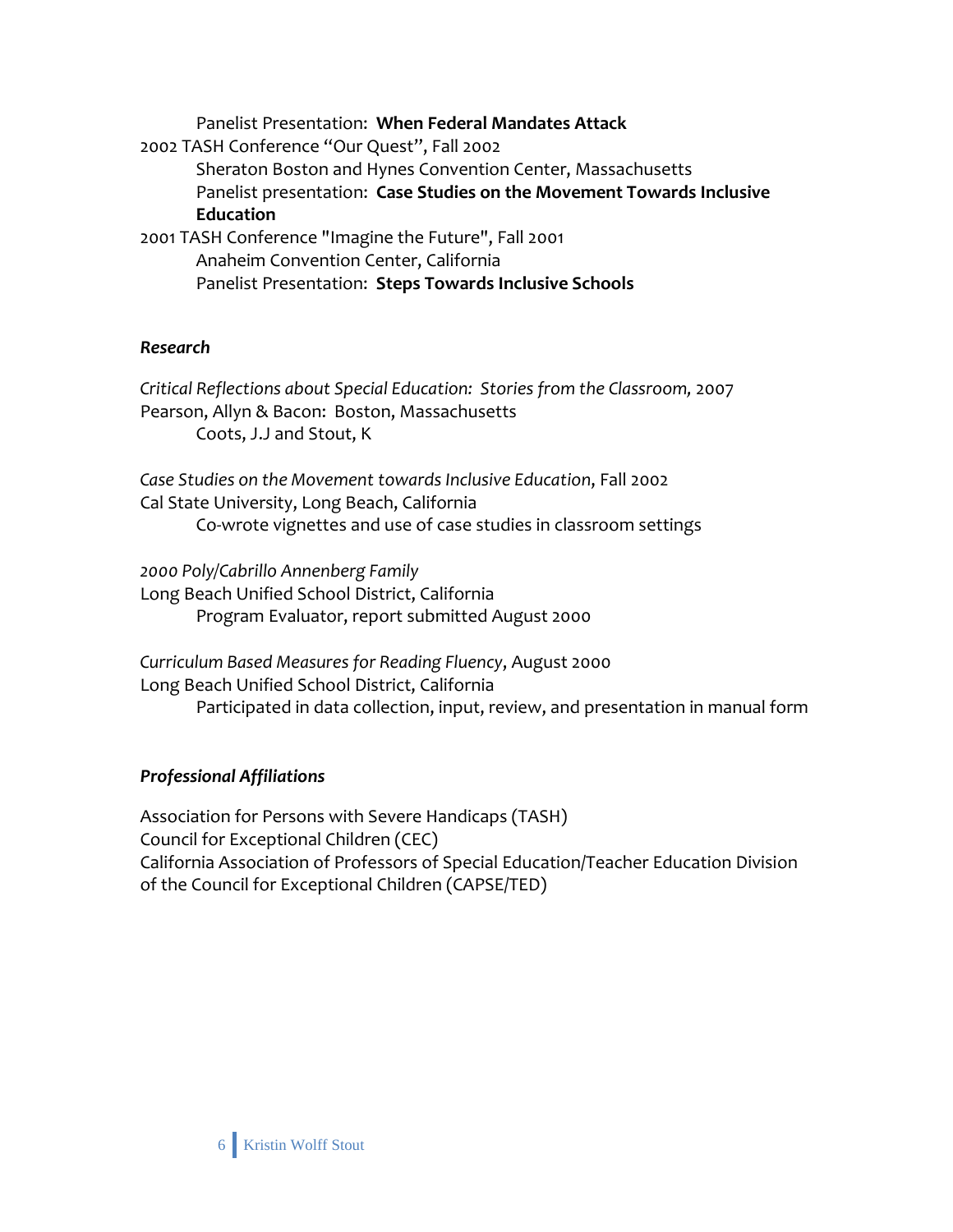Panelist Presentation: **When Federal Mandates Attack**

2002 TASH Conference "Our Quest", Fall 2002
Sheraton Boston and Hynes Convention Center, Massachusetts
Panelist presentation: **Case Studies on the Movement Towards Inclusive Education**

2001 TASH Conference "Imagine the Future", Fall 2001
Anaheim Convention Center, California
Panelist Presentation: **Steps Towards Inclusive Schools**

### *Research*

*Critical Reflections about Special Education: Stories from the Classroom,* 2007
Pearson, Allyn & Bacon: Boston, Massachusetts
Coots, J.J and Stout, K

*Case Studies on the Movement towards Inclusive Education*, Fall 2002
Cal State University, Long Beach, California
Co-wrote vignettes and use of case studies in classroom settings

*2000 Poly/Cabrillo Annenberg Family*
Long Beach Unified School District, California
Program Evaluator, report submitted August 2000

*Curriculum Based Measures for Reading Fluency*, August 2000
Long Beach Unified School District, California
Participated in data collection, input, review, and presentation in manual form

### *Professional Affiliations*

Association for Persons with Severe Handicaps (TASH)
Council for Exceptional Children (CEC)
California Association of Professors of Special Education/Teacher Education Division of the Council for Exceptional Children (CAPSE/TED)